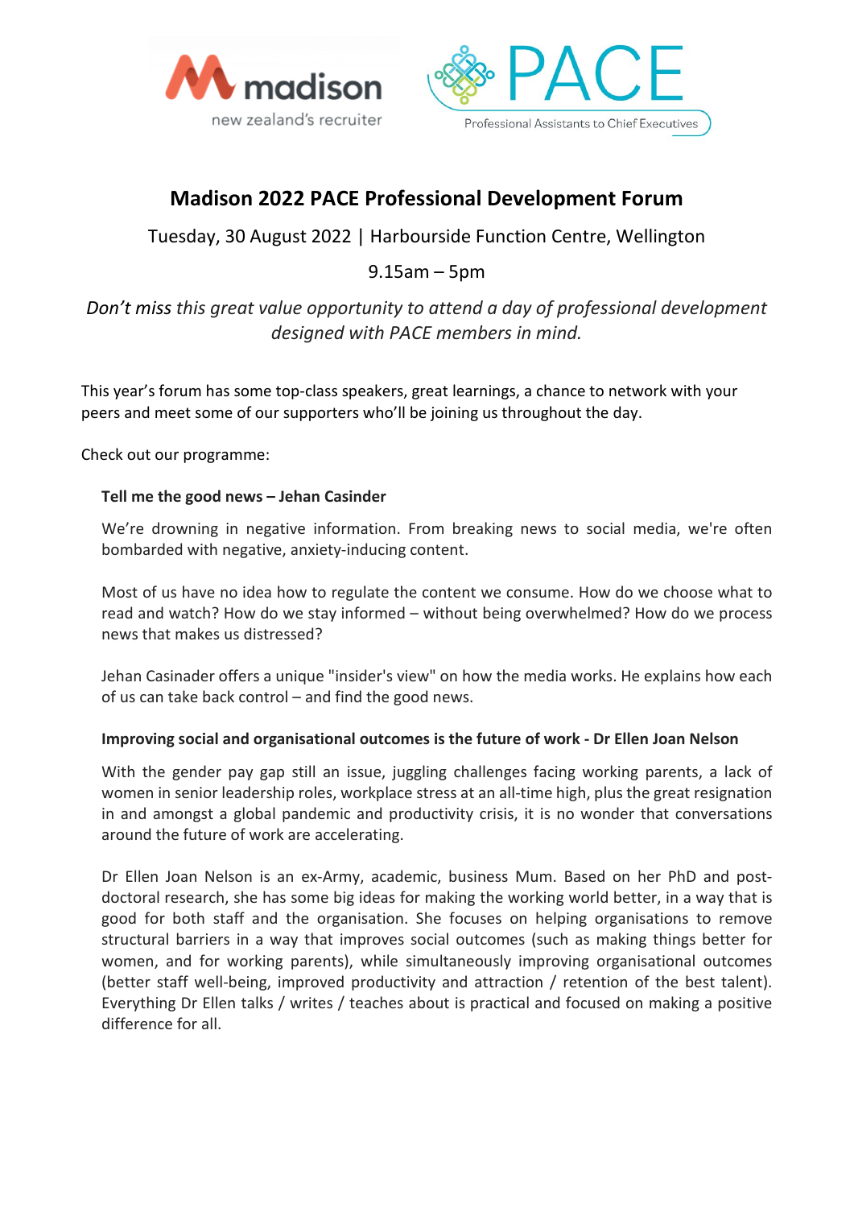madison
new zealand's recruiter

PACE
Professional Assistants to Chief Executives

# Madison 2022 PACE Professional Development Forum

Tuesday, 30 August 2022 | Harbourside Function Centre, Wellington

9.15am – 5pm

*Don't miss this great value opportunity to attend a day of professional development designed with PACE members in mind.*

This year's forum has some top-class speakers, great learnings, a chance to network with your peers and meet some of our supporters who'll be joining us throughout the day.

Check out our programme:

**Tell me the good news – Jehan Casinder**

We're drowning in negative information. From breaking news to social media, we're often bombarded with negative, anxiety-inducing content.

Most of us have no idea how to regulate the content we consume. How do we choose what to read and watch? How do we stay informed – without being overwhelmed? How do we process news that makes us distressed?

Jehan Casinader offers a unique "insider's view" on how the media works. He explains how each of us can take back control – and find the good news.

**Improving social and organisational outcomes is the future of work - Dr Ellen Joan Nelson**

With the gender pay gap still an issue, juggling challenges facing working parents, a lack of women in senior leadership roles, workplace stress at an all-time high, plus the great resignation in and amongst a global pandemic and productivity crisis, it is no wonder that conversations around the future of work are accelerating.

Dr Ellen Joan Nelson is an ex-Army, academic, business Mum. Based on her PhD and post-doctoral research, she has some big ideas for making the working world better, in a way that is good for both staff and the organisation. She focuses on helping organisations to remove structural barriers in a way that improves social outcomes (such as making things better for women, and for working parents), while simultaneously improving organisational outcomes (better staff well-being, improved productivity and attraction / retention of the best talent). Everything Dr Ellen talks / writes / teaches about is practical and focused on making a positive difference for all.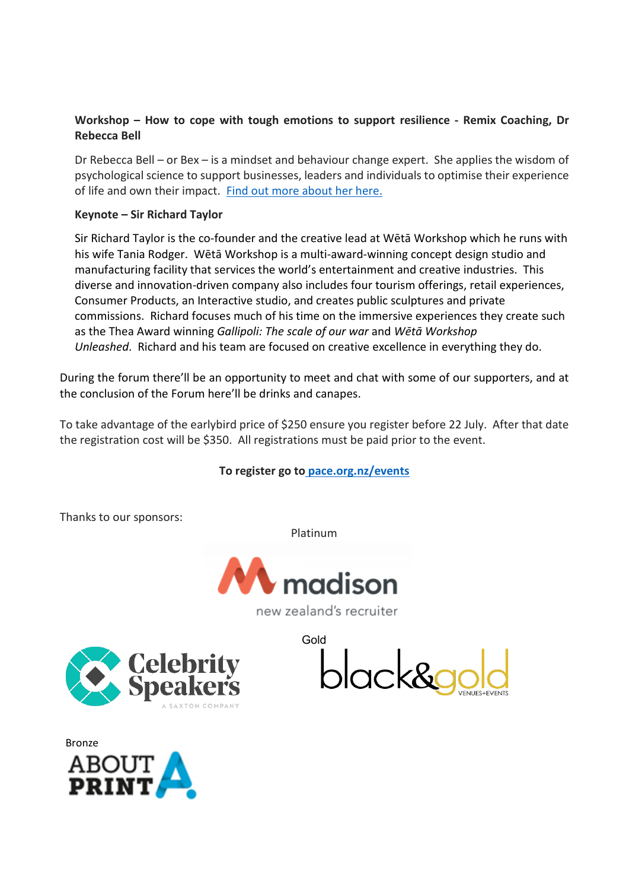**Workshop – How to cope with tough emotions to support resilience - Remix Coaching, Dr Rebecca Bell**

Dr Rebecca Bell – or Bex – is a mindset and behaviour change expert. She applies the wisdom of psychological science to support businesses, leaders and individuals to optimise their experience of life and own their impact. Find out more about her here.

**Keynote – Sir Richard Taylor**

Sir Richard Taylor is the co-founder and the creative lead at Wētā Workshop which he runs with his wife Tania Rodger. Wētā Workshop is a multi-award-winning concept design studio and manufacturing facility that services the world's entertainment and creative industries. This diverse and innovation-driven company also includes four tourism offerings, retail experiences, Consumer Products, an Interactive studio, and creates public sculptures and private commissions. Richard focuses much of his time on the immersive experiences they create such as the Thea Award winning *Gallipoli: The scale of our war* and *Wētā Workshop Unleashed*. Richard and his team are focused on creative excellence in everything they do.

During the forum there'll be an opportunity to meet and chat with some of our supporters, and at the conclusion of the Forum here'll be drinks and canapes.

To take advantage of the earlybird price of $250 ensure you register before 22 July. After that date the registration cost will be $350. All registrations must be paid prior to the event.

**To register go to pace.org.nz/events**

Thanks to our sponsors:

Platinum

madison
new zealand's recruiter

Celebrity Speakers
A SAXTON COMPANY

Gold

black&gold
VENUES+EVENTS

Bronze

ABOUT PRINT